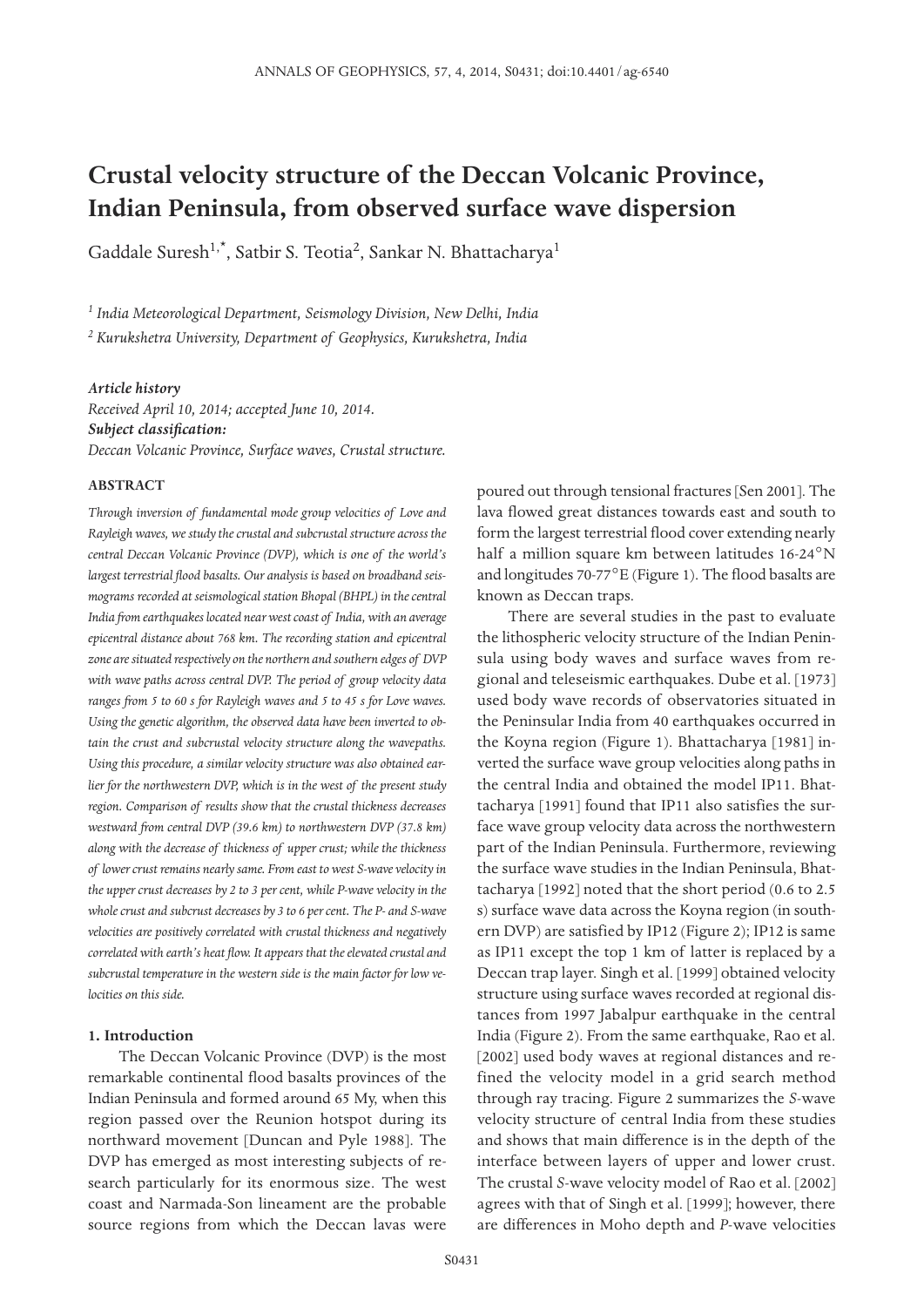# Crustal velocity structure of the Deccan Volcanic Province, Indian Peninsula, from observed surface wave dispersion

Gaddale Suresh[1,*], Satbir S. Teotia[2], Sankar N. Bhattacharya[1]

[1] *India Meteorological Department, Seismology Division, New Delhi, India*

[2] *Kurukshetra University, Department of Geophysics, Kurukshetra, India*

***Article history***
*Received April 10, 2014; accepted June 10, 2014.*
***Subject classification:***
*Deccan Volcanic Province, Surface waves, Crustal structure.*

## ABSTRACT

*Through inversion of fundamental mode group velocities of Love and Rayleigh waves, we study the crustal and subcrustal structure across the central Deccan Volcanic Province (DVP), which is one of the world's largest terrestrial flood basalts. Our analysis is based on broadband seismograms recorded at seismological station Bhopal (BHPL) in the central India from earthquakes located near west coast of India, with an average epicentral distance about 768 km. The recording station and epicentral zone are situated respectively on the northern and southern edges of DVP with wave paths across central DVP. The period of group velocity data ranges from 5 to 60 s for Rayleigh waves and 5 to 45 s for Love waves. Using the genetic algorithm, the observed data have been inverted to obtain the crust and subcrustal velocity structure along the wavepaths. Using this procedure, a similar velocity structure was also obtained earlier for the northwestern DVP, which is in the west of the present study region. Comparison of results show that the crustal thickness decreases westward from central DVP (39.6 km) to northwestern DVP (37.8 km) along with the decrease of thickness of upper crust; while the thickness of lower crust remains nearly same. From east to west S-wave velocity in the upper crust decreases by 2 to 3 per cent, while P-wave velocity in the whole crust and subcrust decreases by 3 to 6 per cent. The P- and S-wave velocities are positively correlated with crustal thickness and negatively correlated with earth's heat flow. It appears that the elevated crustal and subcrustal temperature in the western side is the main factor for low velocities on this side.*

## 1. Introduction

The Deccan Volcanic Province (DVP) is the most remarkable continental flood basalts provinces of the Indian Peninsula and formed around 65 My, when this region passed over the Reunion hotspot during its northward movement [Duncan and Pyle 1988]. The DVP has emerged as most interesting subjects of research particularly for its enormous size. The west coast and Narmada-Son lineament are the probable source regions from which the Deccan lavas were poured out through tensional fractures [Sen 2001]. The lava flowed great distances towards east and south to form the largest terrestrial flood cover extending nearly half a million square km between latitudes 16-24°N and longitudes 70-77°E (Figure 1). The flood basalts are known as Deccan traps.

There are several studies in the past to evaluate the lithospheric velocity structure of the Indian Peninsula using body waves and surface waves from regional and teleseismic earthquakes. Dube et al. [1973] used body wave records of observatories situated in the Peninsular India from 40 earthquakes occurred in the Koyna region (Figure 1). Bhattacharya [1981] inverted the surface wave group velocities along paths in the central India and obtained the model IP11. Bhattacharya [1991] found that IP11 also satisfies the surface wave group velocity data across the northwestern part of the Indian Peninsula. Furthermore, reviewing the surface wave studies in the Indian Peninsula, Bhattacharya [1992] noted that the short period (0.6 to 2.5 s) surface wave data across the Koyna region (in southern DVP) are satisfied by IP12 (Figure 2); IP12 is same as IP11 except the top 1 km of latter is replaced by a Deccan trap layer. Singh et al. [1999] obtained velocity structure using surface waves recorded at regional distances from 1997 Jabalpur earthquake in the central India (Figure 2). From the same earthquake, Rao et al. [2002] used body waves at regional distances and refined the velocity model in a grid search method through ray tracing. Figure 2 summarizes the *S*-wave velocity structure of central India from these studies and shows that main difference is in the depth of the interface between layers of upper and lower crust. The crustal *S*-wave velocity model of Rao et al. [2002] agrees with that of Singh et al. [1999]; however, there are differences in Moho depth and *P*-wave velocities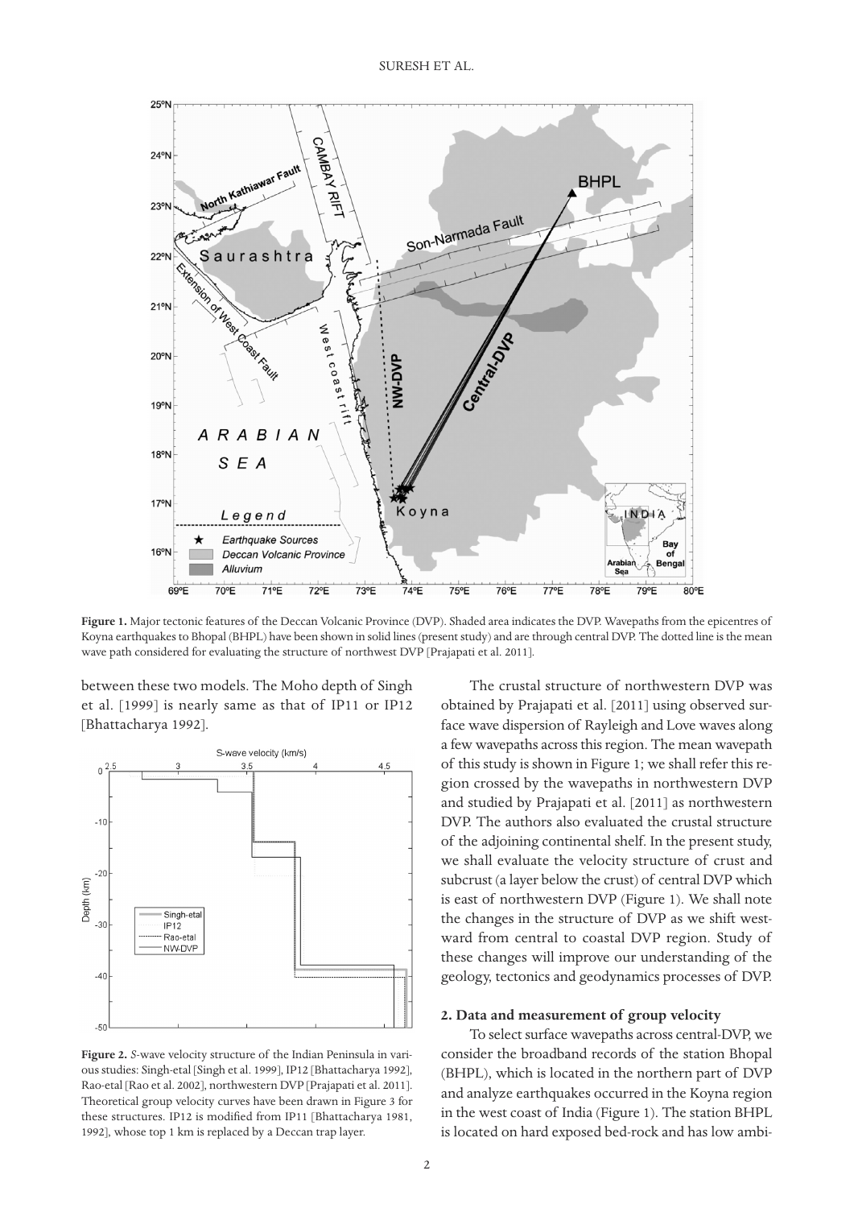**Figure 1.** Major tectonic features of the Deccan Volcanic Province (DVP). Shaded area indicates the DVP. Wavepaths from the epicentres of Koyna earthquakes to Bhopal (BHPL) have been shown in solid lines (present study) and are through central DVP. The dotted line is the mean wave path considered for evaluating the structure of northwest DVP [Prajapati et al. 2011].

between these two models. The Moho depth of Singh et al. [1999] is nearly same as that of IP11 or IP12 [Bhattacharya 1992].

**Figure 2.** *S*-wave velocity structure of the Indian Peninsula in various studies: Singh-etal [Singh et al. 1999], IP12 [Bhattacharya 1992], Rao-etal [Rao et al. 2002], northwestern DVP [Prajapati et al. 2011]. Theoretical group velocity curves have been drawn in Figure 3 for these structures. IP12 is modified from IP11 [Bhattacharya 1981, 1992], whose top 1 km is replaced by a Deccan trap layer.

The crustal structure of northwestern DVP was obtained by Prajapati et al. [2011] using observed surface wave dispersion of Rayleigh and Love waves along a few wavepaths across this region. The mean wavepath of this study is shown in Figure 1; we shall refer this region crossed by the wavepaths in northwestern DVP and studied by Prajapati et al. [2011] as northwestern DVP. The authors also evaluated the crustal structure of the adjoining continental shelf. In the present study, we shall evaluate the velocity structure of crust and subcrust (a layer below the crust) of central DVP which is east of northwestern DVP (Figure 1). We shall note the changes in the structure of DVP as we shift westward from central to coastal DVP region. Study of these changes will improve our understanding of the geology, tectonics and geodynamics processes of DVP.

## 2. Data and measurement of group velocity

To select surface wavepaths across central-DVP, we consider the broadband records of the station Bhopal (BHPL), which is located in the northern part of DVP and analyze earthquakes occurred in the Koyna region in the west coast of India (Figure 1). The station BHPL is located on hard exposed bed-rock and has low ambi-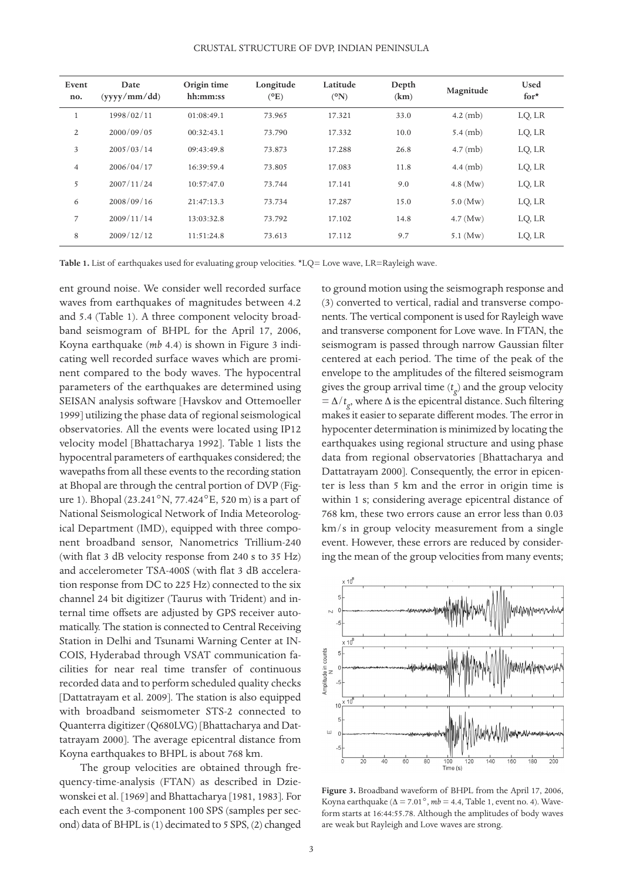| Event no. | Date (yyyy/mm/dd) | Origin time hh:mm:ss | Longitude (°E) | Latitude (°N) | Depth (km) | Magnitude | Used for* |
|---|---|---|---|---|---|---|---|
| 1 | 1998/02/11 | 01:08:49.1 | 73.965 | 17.321 | 33.0 | 4.2 (mb) | LQ, LR |
| 2 | 2000/09/05 | 00:32:43.1 | 73.790 | 17.332 | 10.0 | 5.4 (mb) | LQ, LR |
| 3 | 2005/03/14 | 09:43:49.8 | 73.873 | 17.288 | 26.8 | 4.7 (mb) | LQ, LR |
| 4 | 2006/04/17 | 16:39:59.4 | 73.805 | 17.083 | 11.8 | 4.4 (mb) | LQ, LR |
| 5 | 2007/11/24 | 10:57:47.0 | 73.744 | 17.141 | 9.0 | 4.8 (Mw) | LQ, LR |
| 6 | 2008/09/16 | 21:47:13.3 | 73.734 | 17.287 | 15.0 | 5.0 (Mw) | LQ, LR |
| 7 | 2009/11/14 | 13:03:32.8 | 73.792 | 17.102 | 14.8 | 4.7 (Mw) | LQ, LR |
| 8 | 2009/12/12 | 11:51:24.8 | 73.613 | 17.112 | 9.7 | 5.1 (Mw) | LQ, LR |

**Table 1.** List of earthquakes used for evaluating group velocities. *LQ= Love wave, LR=Rayleigh wave.

ent ground noise. We consider well recorded surface waves from earthquakes of magnitudes between 4.2 and 5.4 (Table 1). A three component velocity broadband seismogram of BHPL for the April 17, 2006, Koyna earthquake (*mb* 4.4) is shown in Figure 3 indicating well recorded surface waves which are prominent compared to the body waves. The hypocentral parameters of the earthquakes are determined using SEISAN analysis software [Havskov and Ottemoeller 1999] utilizing the phase data of regional seismological observatories. All the events were located using IP12 velocity model [Bhattacharya 1992]. Table 1 lists the hypocentral parameters of earthquakes considered; the wavepaths from all these events to the recording station at Bhopal are through the central portion of DVP (Figure 1). Bhopal (23.241°N, 77.424°E, 520 m) is a part of National Seismological Network of India Meteorological Department (IMD), equipped with three component broadband sensor, Nanometrics Trillium-240 (with flat 3 dB velocity response from 240 s to 35 Hz) and accelerometer TSA-400S (with flat 3 dB acceleration response from DC to 225 Hz) connected to the six channel 24 bit digitizer (Taurus with Trident) and internal time offsets are adjusted by GPS receiver automatically. The station is connected to Central Receiving Station in Delhi and Tsunami Warning Center at INCOIS, Hyderabad through VSAT communication facilities for near real time transfer of continuous recorded data and to perform scheduled quality checks [Dattatrayam et al. 2009]. The station is also equipped with broadband seismometer STS-2 connected to Quanterra digitizer (Q680LVG) [Bhattacharya and Dattatrayam 2000]. The average epicentral distance from Koyna earthquakes to BHPL is about 768 km.

The group velocities are obtained through frequency-time-analysis (FTAN) as described in Dziewonskei et al. [1969] and Bhattacharya [1981, 1983]. For each event the 3-component 100 SPS (samples per second) data of BHPL is (1) decimated to 5 SPS, (2) changed to ground motion using the seismograph response and (3) converted to vertical, radial and transverse components. The vertical component is used for Rayleigh wave and transverse component for Love wave. In FTAN, the seismogram is passed through narrow Gaussian filter centered at each period. The time of the peak of the envelope to the amplitudes of the filtered seismogram gives the group arrival time ($t_g$) and the group velocity $= \Delta / t_g$, where $\Delta$ is the epicentral distance. Such filtering makes it easier to separate different modes. The error in hypocenter determination is minimized by locating the earthquakes using regional structure and using phase data from regional observatories [Bhattacharya and Dattatrayam 2000]. Consequently, the error in epicenter is less than 5 km and the error in origin time is within 1 s; considering average epicentral distance of 768 km, these two errors cause an error less than 0.03 km/s in group velocity measurement from a single event. However, these errors are reduced by considering the mean of the group velocities from many events;

**Figure 3.** Broadband waveform of BHPL from the April 17, 2006, Koyna earthquake ($\Delta = 7.01°$, $mb = 4.4$, Table 1, event no. 4). Waveform starts at 16:44:55.78. Although the amplitudes of body waves are weak but Rayleigh and Love waves are strong.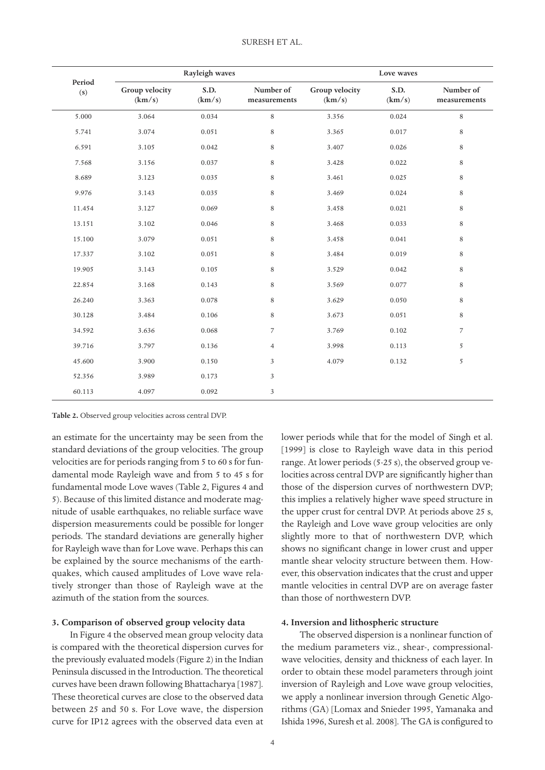| Period (s) | Rayleigh waves | | | Love waves | | |
|---|---|---|---|---|---|---|
| | Group velocity (km/s) | S.D. (km/s) | Number of measurements | Group velocity (km/s) | S.D. (km/s) | Number of measurements |
| 5.000 | 3.064 | 0.034 | 8 | 3.356 | 0.024 | 8 |
| 5.741 | 3.074 | 0.051 | 8 | 3.365 | 0.017 | 8 |
| 6.591 | 3.105 | 0.042 | 8 | 3.407 | 0.026 | 8 |
| 7.568 | 3.156 | 0.037 | 8 | 3.428 | 0.022 | 8 |
| 8.689 | 3.123 | 0.035 | 8 | 3.461 | 0.025 | 8 |
| 9.976 | 3.143 | 0.035 | 8 | 3.469 | 0.024 | 8 |
| 11.454 | 3.127 | 0.069 | 8 | 3.458 | 0.021 | 8 |
| 13.151 | 3.102 | 0.046 | 8 | 3.468 | 0.033 | 8 |
| 15.100 | 3.079 | 0.051 | 8 | 3.458 | 0.041 | 8 |
| 17.337 | 3.102 | 0.051 | 8 | 3.484 | 0.019 | 8 |
| 19.905 | 3.143 | 0.105 | 8 | 3.529 | 0.042 | 8 |
| 22.854 | 3.168 | 0.143 | 8 | 3.569 | 0.077 | 8 |
| 26.240 | 3.363 | 0.078 | 8 | 3.629 | 0.050 | 8 |
| 30.128 | 3.484 | 0.106 | 8 | 3.673 | 0.051 | 8 |
| 34.592 | 3.636 | 0.068 | 7 | 3.769 | 0.102 | 7 |
| 39.716 | 3.797 | 0.136 | 4 | 3.998 | 0.113 | 5 |
| 45.600 | 3.900 | 0.150 | 3 | 4.079 | 0.132 | 5 |
| 52.356 | 3.989 | 0.173 | 3 | | | |
| 60.113 | 4.097 | 0.092 | 3 | | | |

**Table 2.** Observed group velocities across central DVP.

an estimate for the uncertainty may be seen from the standard deviations of the group velocities. The group velocities are for periods ranging from 5 to 60 s for fundamental mode Rayleigh wave and from 5 to 45 s for fundamental mode Love waves (Table 2, Figures 4 and 5). Because of this limited distance and moderate magnitude of usable earthquakes, no reliable surface wave dispersion measurements could be possible for longer periods. The standard deviations are generally higher for Rayleigh wave than for Love wave. Perhaps this can be explained by the source mechanisms of the earthquakes, which caused amplitudes of Love wave relatively stronger than those of Rayleigh wave at the azimuth of the station from the sources.

### 3. Comparison of observed group velocity data

In Figure 4 the observed mean group velocity data is compared with the theoretical dispersion curves for the previously evaluated models (Figure 2) in the Indian Peninsula discussed in the Introduction. The theoretical curves have been drawn following Bhattacharya [1987]. These theoretical curves are close to the observed data between 25 and 50 s. For Love wave, the dispersion curve for IP12 agrees with the observed data even at lower periods while that for the model of Singh et al. [1999] is close to Rayleigh wave data in this period range. At lower periods (5-25 s), the observed group velocities across central DVP are significantly higher than those of the dispersion curves of northwestern DVP; this implies a relatively higher wave speed structure in the upper crust for central DVP. At periods above 25 s, the Rayleigh and Love wave group velocities are only slightly more to that of northwestern DVP, which shows no significant change in lower crust and upper mantle shear velocity structure between them. However, this observation indicates that the crust and upper mantle velocities in central DVP are on average faster than those of northwestern DVP.

### 4. Inversion and lithospheric structure

The observed dispersion is a nonlinear function of the medium parameters viz., shear-, compressional-wave velocities, density and thickness of each layer. In order to obtain these model parameters through joint inversion of Rayleigh and Love wave group velocities, we apply a nonlinear inversion through Genetic Algorithms (GA) [Lomax and Snieder 1995, Yamanaka and Ishida 1996, Suresh et al. 2008]. The GA is configured to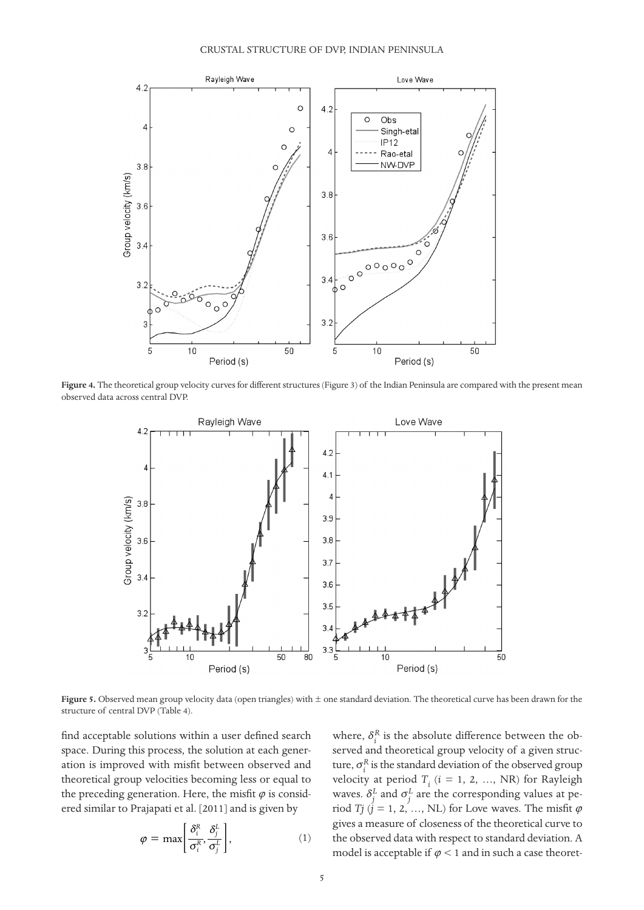**Figure 4.** The theoretical group velocity curves for different structures (Figure 3) of the Indian Peninsula are compared with the present mean observed data across central DVP.

**Figure 5.** Observed mean group velocity data (open triangles) with ± one standard deviation. The theoretical curve has been drawn for the structure of central DVP (Table 4).

find acceptable solutions within a user defined search space. During this process, the solution at each generation is improved with misfit between observed and theoretical group velocities becoming less or equal to the preceding generation. Here, the misfit $\varphi$ is considered similar to Prajapati et al. [2011] and is given by

$$\varphi = \max\left[\frac{\delta_i^R}{\sigma_i^R}, \frac{\delta_j^L}{\sigma_j^L}\right], \tag{1}$$

where, $\delta_i^R$ is the absolute difference between the observed and theoretical group velocity of a given structure, $\sigma_i^R$ is the standard deviation of the observed group velocity at period $T_i$ ($i$ = 1, 2, …, NR) for Rayleigh waves. $\delta_j^L$ and $\sigma_j^L$ are the corresponding values at period $Tj$ ($j$ = 1, 2, …, NL) for Love waves. The misfit $\varphi$ gives a measure of closeness of the theoretical curve to the observed data with respect to standard deviation. A model is acceptable if $\varphi < 1$ and in such a case theoret-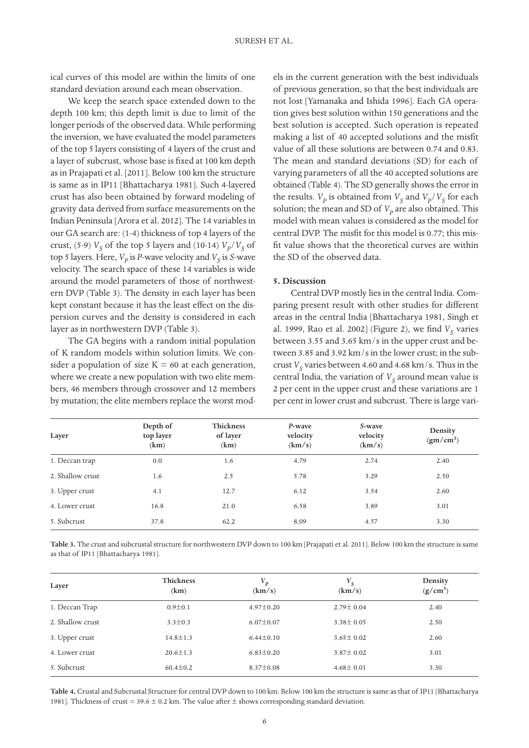ical curves of this model are within the limits of one standard deviation around each mean observation.

We keep the search space extended down to the depth 100 km; this depth limit is due to limit of the longer periods of the observed data. While performing the inversion, we have evaluated the model parameters of the top 5 layers consisting of 4 layers of the crust and a layer of subcrust, whose base is fixed at 100 km depth as in Prajapati et al. [2011]. Below 100 km the structure is same as in IP11 [Bhattacharya 1981]. Such 4-layered crust has also been obtained by forward modeling of gravity data derived from surface measurements on the Indian Peninsula [Arora et al. 2012]. The 14 variables in our GA search are: (1-4) thickness of top 4 layers of the crust, (5-9) $V_S$ of the top 5 layers and (10-14) $V_P/V_S$ of top 5 layers. Here, $V_P$ is *P*-wave velocity and $V_S$ is *S*-wave velocity. The search space of these 14 variables is wide around the model parameters of those of northwestern DVP (Table 3). The density in each layer has been kept constant because it has the least effect on the dispersion curves and the density is considered in each layer as in northwestern DVP (Table 3).

The GA begins with a random initial population of K random models within solution limits. We consider a population of size K = 60 at each generation, where we create a new population with two elite members, 46 members through crossover and 12 members by mutation; the elite members replace the worst models in the current generation with the best individuals of previous generation, so that the best individuals are not lost [Yamanaka and Ishida 1996]. Each GA operation gives best solution within 150 generations and the best solution is accepted. Such operation is repeated making a list of 40 accepted solutions and the misfit value of all these solutions are between 0.74 and 0.83. The mean and standard deviations (SD) for each of varying parameters of all the 40 accepted solutions are obtained (Table 4). The SD generally shows the error in the results. $V_P$ is obtained from $V_S$ and $V_P/V_S$ for each solution; the mean and SD of $V_P$ are also obtained. This model with mean values is considered as the model for central DVP. The misfit for this model is 0.77; this misfit value shows that the theoretical curves are within the SD of the observed data.

## 5. Discussion

Central DVP mostly lies in the central India. Comparing present result with other studies for different areas in the central India [Bhattacharya 1981, Singh et al. 1999, Rao et al. 2002] (Figure 2), we find $V_S$ varies between 3.55 and 3.65 km/s in the upper crust and between 3.85 and 3.92 km/s in the lower crust; in the subcrust $V_S$ varies between 4.60 and 4.68 km/s. Thus in the central India, the variation of $V_S$ around mean value is 2 per cent in the upper crust and these variations are 1 per cent in lower crust and subcrust. There is large vari-

| Layer | Depth of top layer (km) | Thickness of layer (km) | *P*-wave velocity (km/s) | *S*-wave velocity (km/s) | Density (gm/cm$^3$) |
|---|---|---|---|---|---|
| 1. Deccan trap | 0.0 | 1.6 | 4.79 | 2.74 | 2.40 |
| 2. Shallow crust | 1.6 | 2.5 | 5.78 | 3.29 | 2.50 |
| 3. Upper crust | 4.1 | 12.7 | 6.12 | 3.54 | 2.60 |
| 4. Lower crust | 16.8 | 21.0 | 6.58 | 3.89 | 3.01 |
| 5. Subcrust | 37.8 | 62.2 | 8.09 | 4.57 | 3.30 |

**Table 3.** The crust and subcrustal structure for northwestern DVP down to 100 km [Prajapati et al. 2011]. Below 100 km the structure is same as that of IP11 [Bhattacharya 1981].

| Layer | Thickness (km) | $V_P$ (km/s) | $V_S$ (km/s) | Density (g/cm$^3$) |
|---|---|---|---|---|
| 1. Deccan Trap | 0.9±0.1 | 4.97±0.20 | 2.79± 0.04 | 2.40 |
| 2. Shallow crust | 3.3±0.3 | 6.07±0.07 | 3.38± 0.05 | 2.50 |
| 3. Upper crust | 14.8±1.3 | 6.44±0.10 | 3.65± 0.02 | 2.60 |
| 4. Lower crust | 20.6±1.3 | 6.83±0.20 | 3.87± 0.02 | 3.01 |
| 5. Subcrust | 60.4±0.2 | 8.37±0.08 | 4.68± 0.01 | 3.30 |

**Table 4.** Crustal and Subcrustal Structure for central DVP down to 100 km. Below 100 km the structure is same as that of IP11 [Bhattacharya 1981]. Thickness of crust = 39.6 ± 0.2 km. The value after ± shows corresponding standard deviation.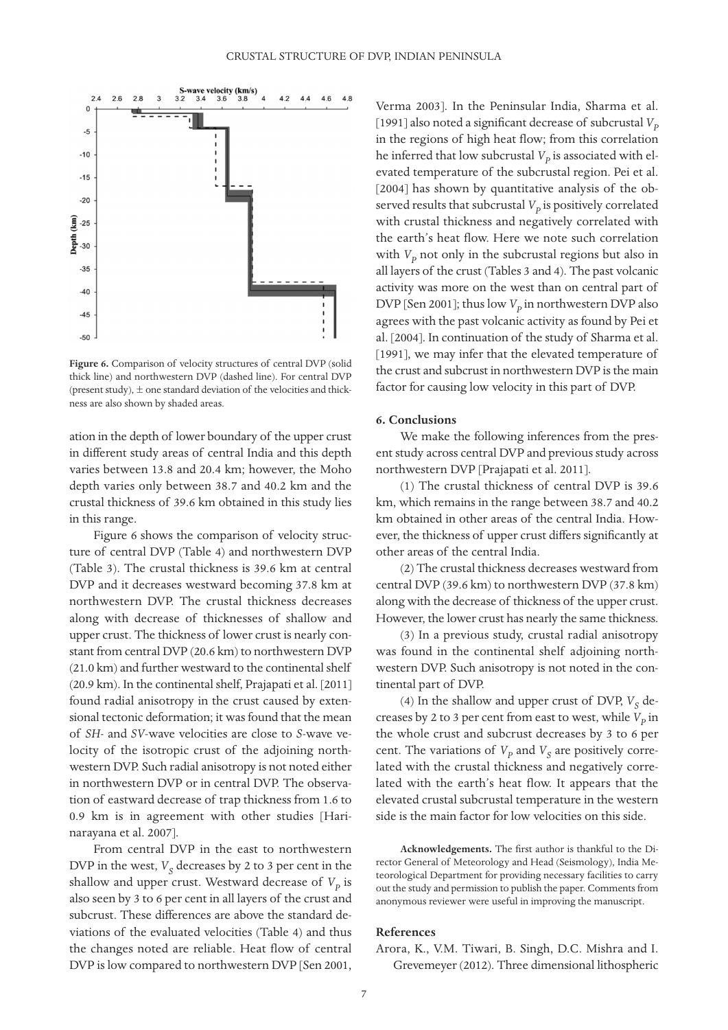Figure 6. Comparison of velocity structures of central DVP (solid thick line) and northwestern DVP (dashed line). For central DVP (present study), ± one standard deviation of the velocities and thickness are also shown by shaded areas.

ation in the depth of lower boundary of the upper crust in different study areas of central India and this depth varies between 13.8 and 20.4 km; however, the Moho depth varies only between 38.7 and 40.2 km and the crustal thickness of 39.6 km obtained in this study lies in this range.

Figure 6 shows the comparison of velocity structure of central DVP (Table 4) and northwestern DVP (Table 3). The crustal thickness is 39.6 km at central DVP and it decreases westward becoming 37.8 km at northwestern DVP. The crustal thickness decreases along with decrease of thicknesses of shallow and upper crust. The thickness of lower crust is nearly constant from central DVP (20.6 km) to northwestern DVP (21.0 km) and further westward to the continental shelf (20.9 km). In the continental shelf, Prajapati et al. [2011] found radial anisotropy in the crust caused by extensional tectonic deformation; it was found that the mean of *SH*- and *SV*-wave velocities are close to *S*-wave velocity of the isotropic crust of the adjoining northwestern DVP. Such radial anisotropy is not noted either in northwestern DVP or in central DVP. The observation of eastward decrease of trap thickness from 1.6 to 0.9 km is in agreement with other studies [Harinarayana et al. 2007].

From central DVP in the east to northwestern DVP in the west, $V_S$ decreases by 2 to 3 per cent in the shallow and upper crust. Westward decrease of $V_P$ is also seen by 3 to 6 per cent in all layers of the crust and subcrust. These differences are above the standard deviations of the evaluated velocities (Table 4) and thus the changes noted are reliable. Heat flow of central DVP is low compared to northwestern DVP [Sen 2001, Verma 2003]. In the Peninsular India, Sharma et al. [1991] also noted a significant decrease of subcrustal $V_P$ in the regions of high heat flow; from this correlation he inferred that low subcrustal $V_P$ is associated with elevated temperature of the subcrustal region. Pei et al. [2004] has shown by quantitative analysis of the observed results that subcrustal $V_P$ is positively correlated with crustal thickness and negatively correlated with the earth's heat flow. Here we note such correlation with $V_P$ not only in the subcrustal regions but also in all layers of the crust (Tables 3 and 4). The past volcanic activity was more on the west than on central part of DVP [Sen 2001]; thus low $V_P$ in northwestern DVP also agrees with the past volcanic activity as found by Pei et al. [2004]. In continuation of the study of Sharma et al. [1991], we may infer that the elevated temperature of the crust and subcrust in northwestern DVP is the main factor for causing low velocity in this part of DVP.

### 6. Conclusions

We make the following inferences from the present study across central DVP and previous study across northwestern DVP [Prajapati et al. 2011].

(1) The crustal thickness of central DVP is 39.6 km, which remains in the range between 38.7 and 40.2 km obtained in other areas of the central India. However, the thickness of upper crust differs significantly at other areas of the central India.

(2) The crustal thickness decreases westward from central DVP (39.6 km) to northwestern DVP (37.8 km) along with the decrease of thickness of the upper crust. However, the lower crust has nearly the same thickness.

(3) In a previous study, crustal radial anisotropy was found in the continental shelf adjoining northwestern DVP. Such anisotropy is not noted in the continental part of DVP.

(4) In the shallow and upper crust of DVP, $V_S$ decreases by 2 to 3 per cent from east to west, while $V_P$ in the whole crust and subcrust decreases by 3 to 6 per cent. The variations of $V_P$ and $V_S$ are positively correlated with the crustal thickness and negatively correlated with the earth's heat flow. It appears that the elevated crustal subcrustal temperature in the western side is the main factor for low velocities on this side.

**Acknowledgements.** The first author is thankful to the Director General of Meteorology and Head (Seismology), India Meteorological Department for providing necessary facilities to carry out the study and permission to publish the paper. Comments from anonymous reviewer were useful in improving the manuscript.

### References

Arora, K., V.M. Tiwari, B. Singh, D.C. Mishra and I. Grevemeyer (2012). Three dimensional lithospheric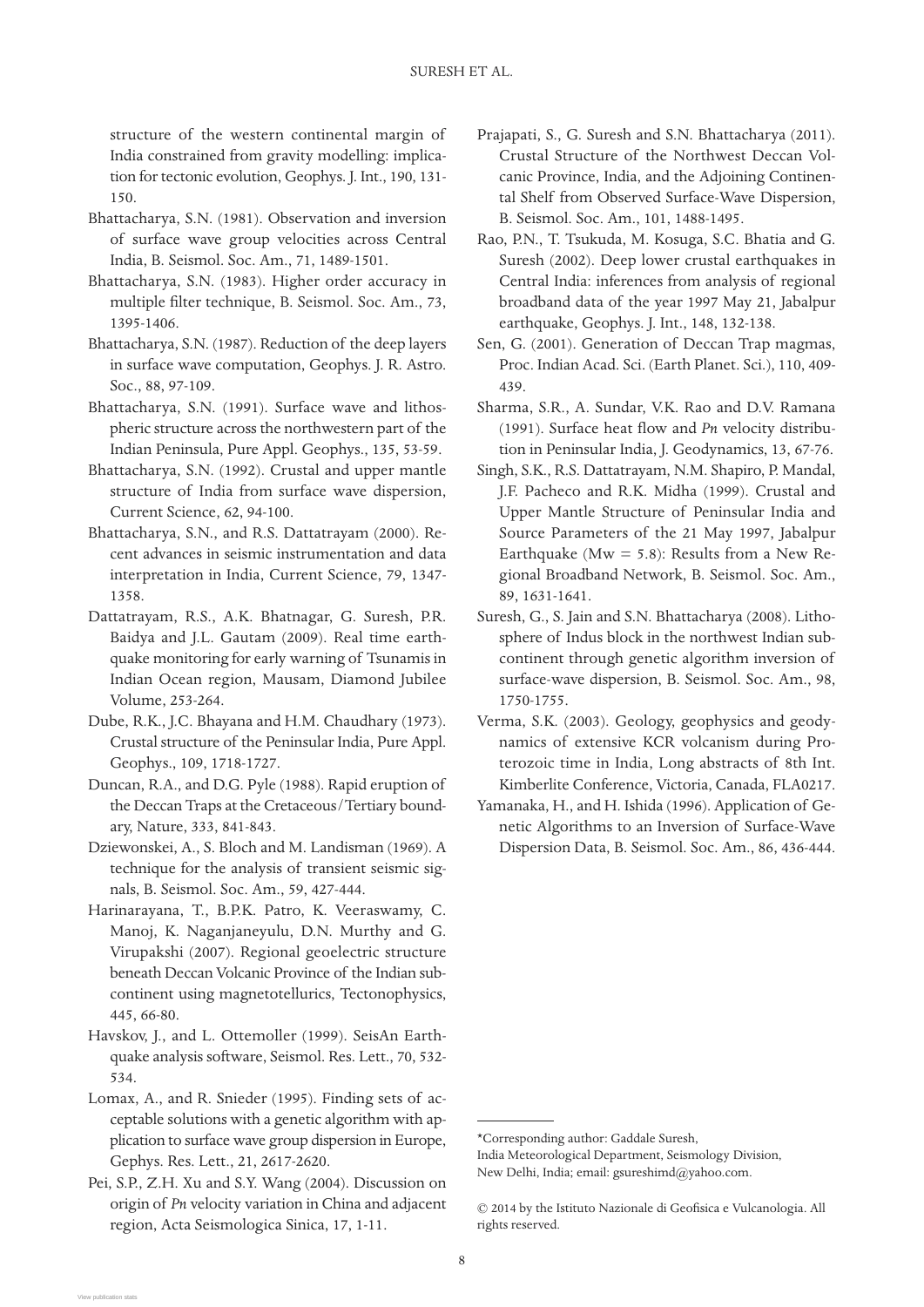structure of the western continental margin of India constrained from gravity modelling: implication for tectonic evolution, Geophys. J. Int., 190, 131-150.

Bhattacharya, S.N. (1981). Observation and inversion of surface wave group velocities across Central India, B. Seismol. Soc. Am., 71, 1489-1501.

Bhattacharya, S.N. (1983). Higher order accuracy in multiple filter technique, B. Seismol. Soc. Am., 73, 1395-1406.

Bhattacharya, S.N. (1987). Reduction of the deep layers in surface wave computation, Geophys. J. R. Astro. Soc., 88, 97-109.

Bhattacharya, S.N. (1991). Surface wave and lithospheric structure across the northwestern part of the Indian Peninsula, Pure Appl. Geophys., 135, 53-59.

Bhattacharya, S.N. (1992). Crustal and upper mantle structure of India from surface wave dispersion, Current Science, 62, 94-100.

Bhattacharya, S.N., and R.S. Dattatrayam (2000). Recent advances in seismic instrumentation and data interpretation in India, Current Science, 79, 1347-1358.

Dattatrayam, R.S., A.K. Bhatnagar, G. Suresh, P.R. Baidya and J.L. Gautam (2009). Real time earthquake monitoring for early warning of Tsunamis in Indian Ocean region, Mausam, Diamond Jubilee Volume, 253-264.

Dube, R.K., J.C. Bhayana and H.M. Chaudhary (1973). Crustal structure of the Peninsular India, Pure Appl. Geophys., 109, 1718-1727.

Duncan, R.A., and D.G. Pyle (1988). Rapid eruption of the Deccan Traps at the Cretaceous/Tertiary boundary, Nature, 333, 841-843.

Dziewonskei, A., S. Bloch and M. Landisman (1969). A technique for the analysis of transient seismic signals, B. Seismol. Soc. Am., 59, 427-444.

Harinarayana, T., B.P.K. Patro, K. Veeraswamy, C. Manoj, K. Naganjaneyulu, D.N. Murthy and G. Virupakshi (2007). Regional geoelectric structure beneath Deccan Volcanic Province of the Indian subcontinent using magnetotellurics, Tectonophysics, 445, 66-80.

Havskov, J., and L. Ottemoller (1999). SeisAn Earthquake analysis software, Seismol. Res. Lett., 70, 532-534.

Lomax, A., and R. Snieder (1995). Finding sets of acceptable solutions with a genetic algorithm with application to surface wave group dispersion in Europe, Gephys. Res. Lett., 21, 2617-2620.

Pei, S.P., Z.H. Xu and S.Y. Wang (2004). Discussion on origin of *Pn* velocity variation in China and adjacent region, Acta Seismologica Sinica, 17, 1-11.

Prajapati, S., G. Suresh and S.N. Bhattacharya (2011). Crustal Structure of the Northwest Deccan Volcanic Province, India, and the Adjoining Continental Shelf from Observed Surface-Wave Dispersion, B. Seismol. Soc. Am., 101, 1488-1495.

Rao, P.N., T. Tsukuda, M. Kosuga, S.C. Bhatia and G. Suresh (2002). Deep lower crustal earthquakes in Central India: inferences from analysis of regional broadband data of the year 1997 May 21, Jabalpur earthquake, Geophys. J. Int., 148, 132-138.

Sen, G. (2001). Generation of Deccan Trap magmas, Proc. Indian Acad. Sci. (Earth Planet. Sci.), 110, 409-439.

Sharma, S.R., A. Sundar, V.K. Rao and D.V. Ramana (1991). Surface heat flow and *Pn* velocity distribution in Peninsular India, J. Geodynamics, 13, 67-76.

Singh, S.K., R.S. Dattatrayam, N.M. Shapiro, P. Mandal, J.F. Pacheco and R.K. Midha (1999). Crustal and Upper Mantle Structure of Peninsular India and Source Parameters of the 21 May 1997, Jabalpur Earthquake (Mw = 5.8): Results from a New Regional Broadband Network, B. Seismol. Soc. Am., 89, 1631-1641.

Suresh, G., S. Jain and S.N. Bhattacharya (2008). Lithosphere of Indus block in the northwest Indian subcontinent through genetic algorithm inversion of surface-wave dispersion, B. Seismol. Soc. Am., 98, 1750-1755.

Verma, S.K. (2003). Geology, geophysics and geodynamics of extensive KCR volcanism during Proterozoic time in India, Long abstracts of 8th Int. Kimberlite Conference, Victoria, Canada, FLA0217.

Yamanaka, H., and H. Ishida (1996). Application of Genetic Algorithms to an Inversion of Surface-Wave Dispersion Data, B. Seismol. Soc. Am., 86, 436-444.

---

*Corresponding author: Gaddale Suresh,
India Meteorological Department, Seismology Division,
New Delhi, India; email: gsureshimd@yahoo.com.

© 2014 by the Istituto Nazionale di Geofisica e Vulcanologia. All rights reserved.